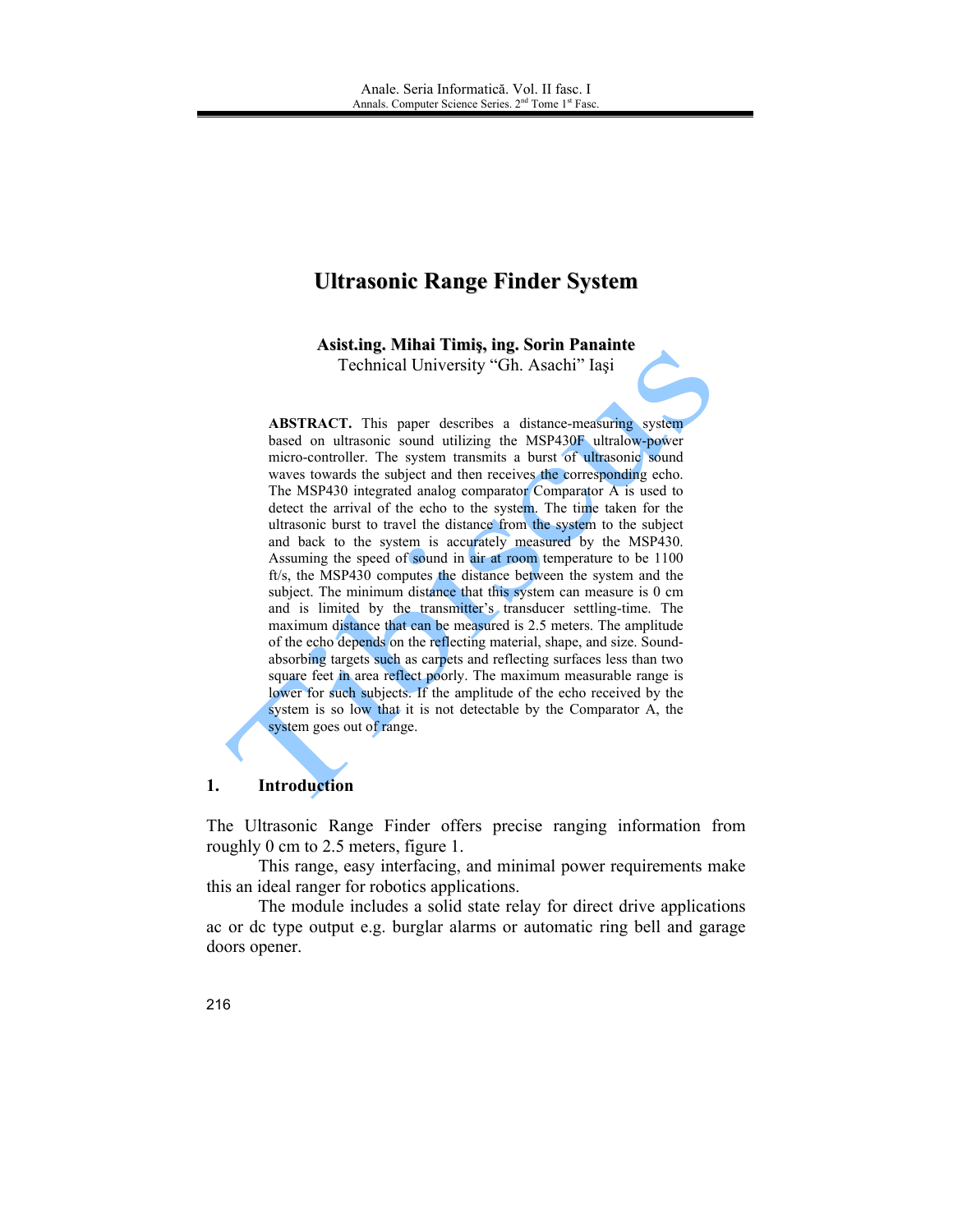# Ultrasonic Range Finder System

**Asist.ing. Mihai Timiş, ing. Sorin Panainte**
Technical University "Gh. Asachi" Iaşi

**ABSTRACT.** This paper describes a distance-measuring system based on ultrasonic sound utilizing the MSP430F ultralow-power micro-controller. The system transmits a burst of ultrasonic sound waves towards the subject and then receives the corresponding echo. The MSP430 integrated analog comparator Comparator A is used to detect the arrival of the echo to the system. The time taken for the ultrasonic burst to travel the distance from the system to the subject and back to the system is accurately measured by the MSP430. Assuming the speed of sound in air at room temperature to be 1100 ft/s, the MSP430 computes the distance between the system and the subject. The minimum distance that this system can measure is 0 cm and is limited by the transmitter's transducer settling-time. The maximum distance that can be measured is 2.5 meters. The amplitude of the echo depends on the reflecting material, shape, and size. Sound-absorbing targets such as carpets and reflecting surfaces less than two square feet in area reflect poorly. The maximum measurable range is lower for such subjects. If the amplitude of the echo received by the system is so low that it is not detectable by the Comparator A, the system goes out of range.

## 1. Introduction

The Ultrasonic Range Finder offers precise ranging information from roughly 0 cm to 2.5 meters, figure 1.

This range, easy interfacing, and minimal power requirements make this an ideal ranger for robotics applications.

The module includes a solid state relay for direct drive applications ac or dc type output e.g. burglar alarms or automatic ring bell and garage doors opener.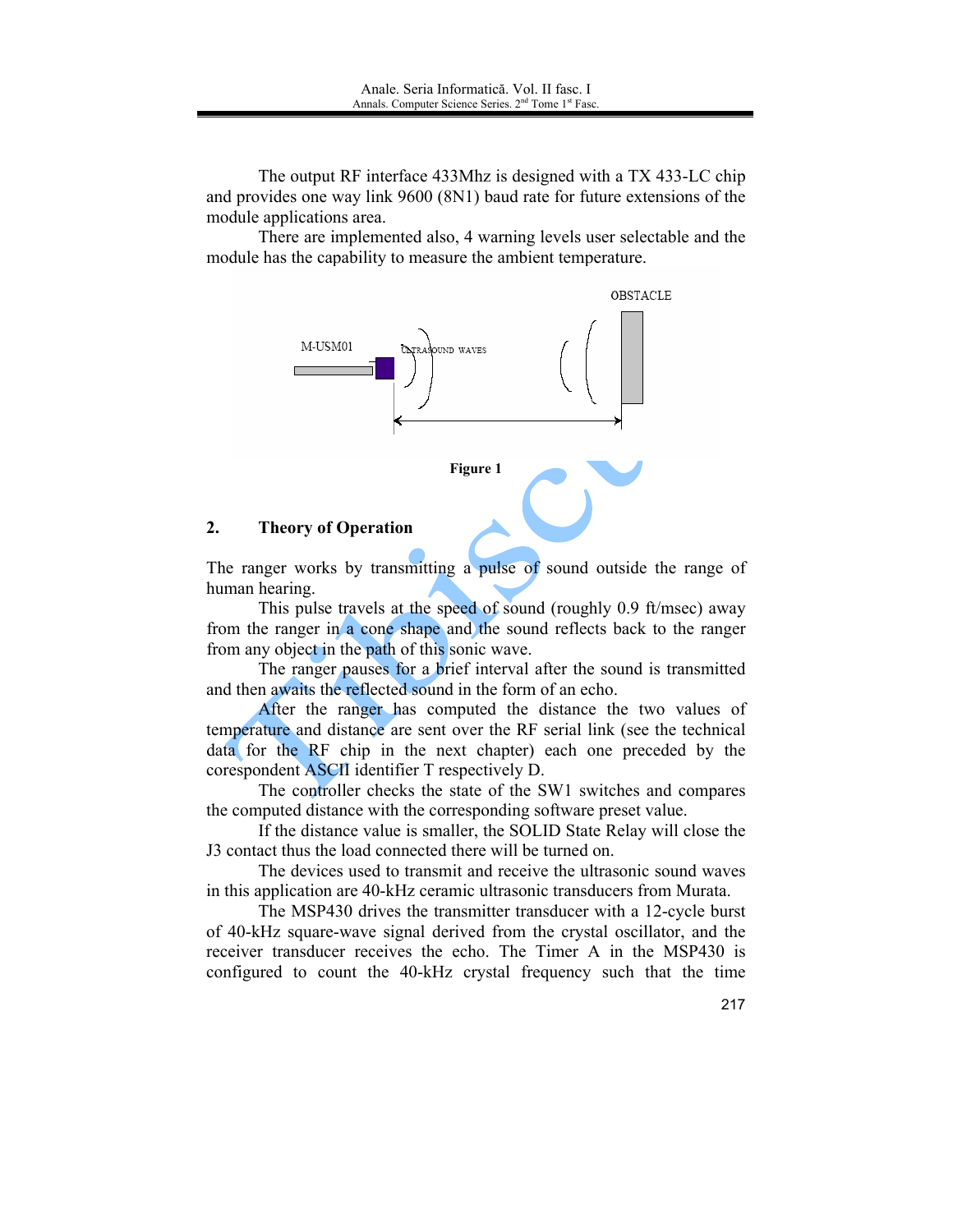The output RF interface 433Mhz is designed with a TX 433-LC chip and provides one way link 9600 (8N1) baud rate for future extensions of the module applications area.

There are implemented also, 4 warning levels user selectable and the module has the capability to measure the ambient temperature.

**Figure 1**

## 2. Theory of Operation

The ranger works by transmitting a pulse of sound outside the range of human hearing.

This pulse travels at the speed of sound (roughly 0.9 ft/msec) away from the ranger in a cone shape and the sound reflects back to the ranger from any object in the path of this sonic wave.

The ranger pauses for a brief interval after the sound is transmitted and then awaits the reflected sound in the form of an echo.

After the ranger has computed the distance the two values of temperature and distance are sent over the RF serial link (see the technical data for the RF chip in the next chapter) each one preceded by the corespondent ASCII identifier T respectively D.

The controller checks the state of the SW1 switches and compares the computed distance with the corresponding software preset value.

If the distance value is smaller, the SOLID State Relay will close the J3 contact thus the load connected there will be turned on.

The devices used to transmit and receive the ultrasonic sound waves in this application are 40-kHz ceramic ultrasonic transducers from Murata.

The MSP430 drives the transmitter transducer with a 12-cycle burst of 40-kHz square-wave signal derived from the crystal oscillator, and the receiver transducer receives the echo. The Timer A in the MSP430 is configured to count the 40-kHz crystal frequency such that the time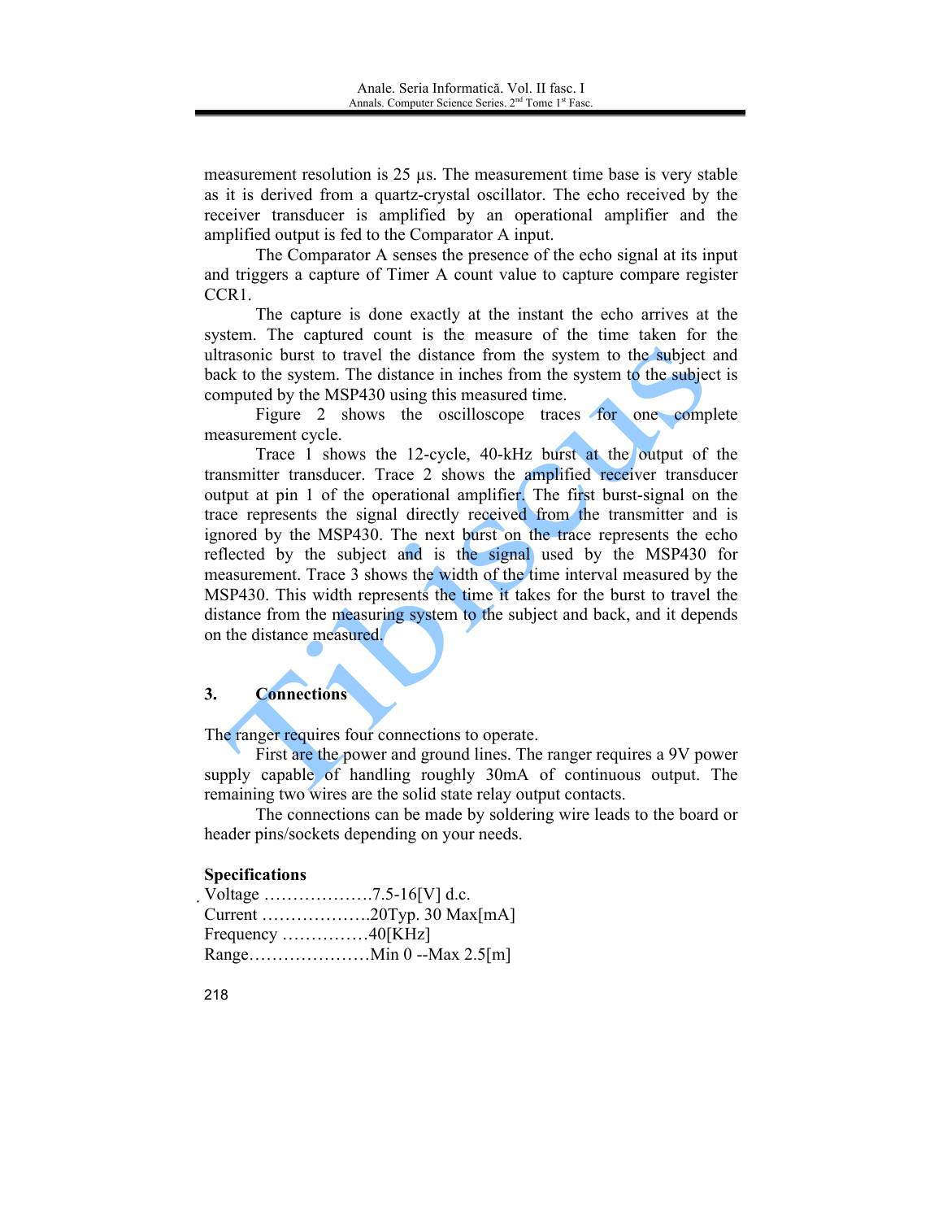measurement resolution is 25 µs. The measurement time base is very stable as it is derived from a quartz-crystal oscillator. The echo received by the receiver transducer is amplified by an operational amplifier and the amplified output is fed to the Comparator A input.

The Comparator A senses the presence of the echo signal at its input and triggers a capture of Timer A count value to capture compare register CCR1.

The capture is done exactly at the instant the echo arrives at the system. The captured count is the measure of the time taken for the ultrasonic burst to travel the distance from the system to the subject and back to the system. The distance in inches from the system to the subject is computed by the MSP430 using this measured time.

Figure 2 shows the oscilloscope traces for one complete measurement cycle.

Trace 1 shows the 12-cycle, 40-kHz burst at the output of the transmitter transducer. Trace 2 shows the amplified receiver transducer output at pin 1 of the operational amplifier. The first burst-signal on the trace represents the signal directly received from the transmitter and is ignored by the MSP430. The next burst on the trace represents the echo reflected by the subject and is the signal used by the MSP430 for measurement. Trace 3 shows the width of the time interval measured by the MSP430. This width represents the time it takes for the burst to travel the distance from the measuring system to the subject and back, and it depends on the distance measured.

## 3. Connections

The ranger requires four connections to operate.

First are the power and ground lines. The ranger requires a 9V power supply capable of handling roughly 30mA of continuous output. The remaining two wires are the solid state relay output contacts.

The connections can be made by soldering wire leads to the board or header pins/sockets depending on your needs.

**Specifications**

Voltage ……………….7.5-16[V] d.c.
Current ……………….20Typ. 30 Max[mA]
Frequency ……………40[KHz]
Range…………………Min 0 --Max 2.5[m]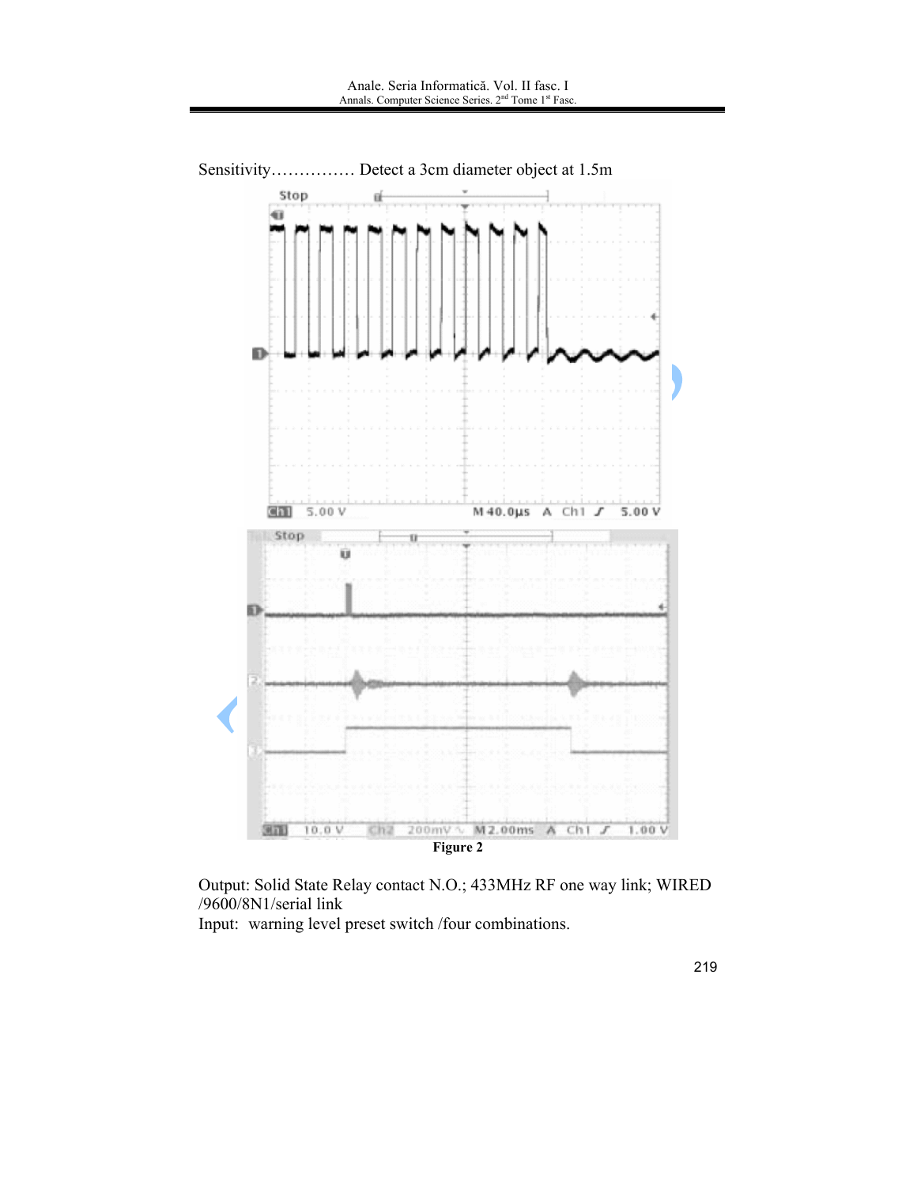Sensitivity…………… Detect a 3cm diameter object at 1.5m

Figure 2

Output: Solid State Relay contact N.O.; 433MHz RF one way link; WIRED /9600/8N1/serial link
Input: warning level preset switch /four combinations.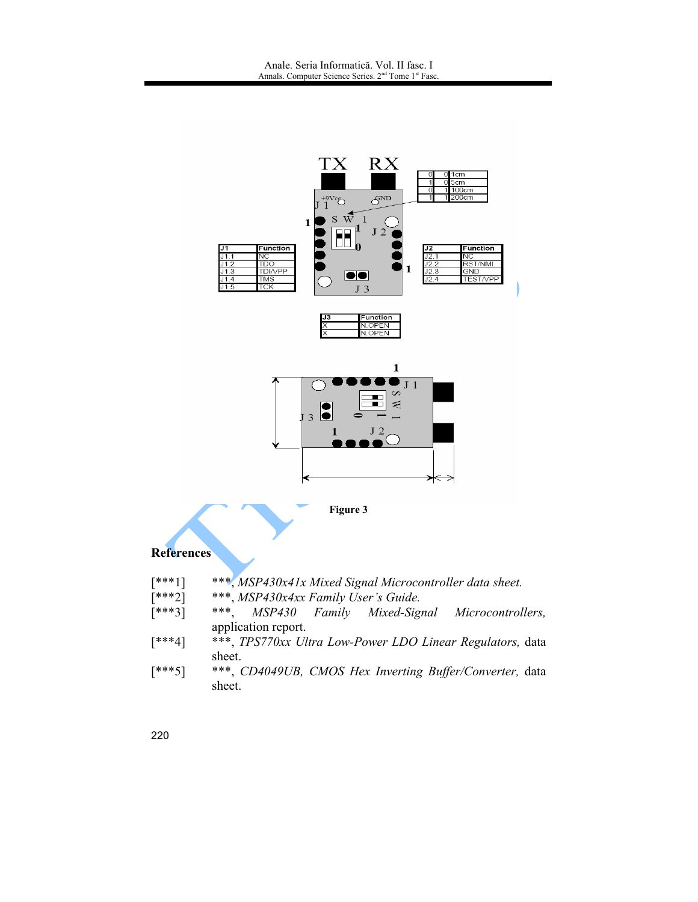| | | |
|---|---|---|
| 0 | 0 | 1cm |
| 1 | 0 | 5cm |
| 0 | 1 | 100cm |
| 1 | 1 | 200cm |

| J1 | Function |
|---|---|
| J1.1 | NC |
| J1.2 | TDO |
| J1.3 | TDI/VPP |
| J1.4 | TMS |
| J1.5 | TCK |

| J2 | Function |
|---|---|
| J2.1 | NC |
| J2.2 | RST/NMI |
| J2.3 | GND |
| J2.4 | TEST/VPP |

| J3 | Function |
|---|---|
| X | N.OPEN |
| X | N.OPEN |

Figure 3

## References

[***1] ***, *MSP430x41x Mixed Signal Microcontroller data sheet.*

[***2] ***, *MSP430x4xx Family User's Guide.*

[***3] ***, *MSP430 Family Mixed-Signal Microcontrollers,* application report.

[***4] ***, *TPS770xx Ultra Low-Power LDO Linear Regulators,* data sheet.

[***5] ***, *CD4049UB, CMOS Hex Inverting Buffer/Converter,* data sheet.